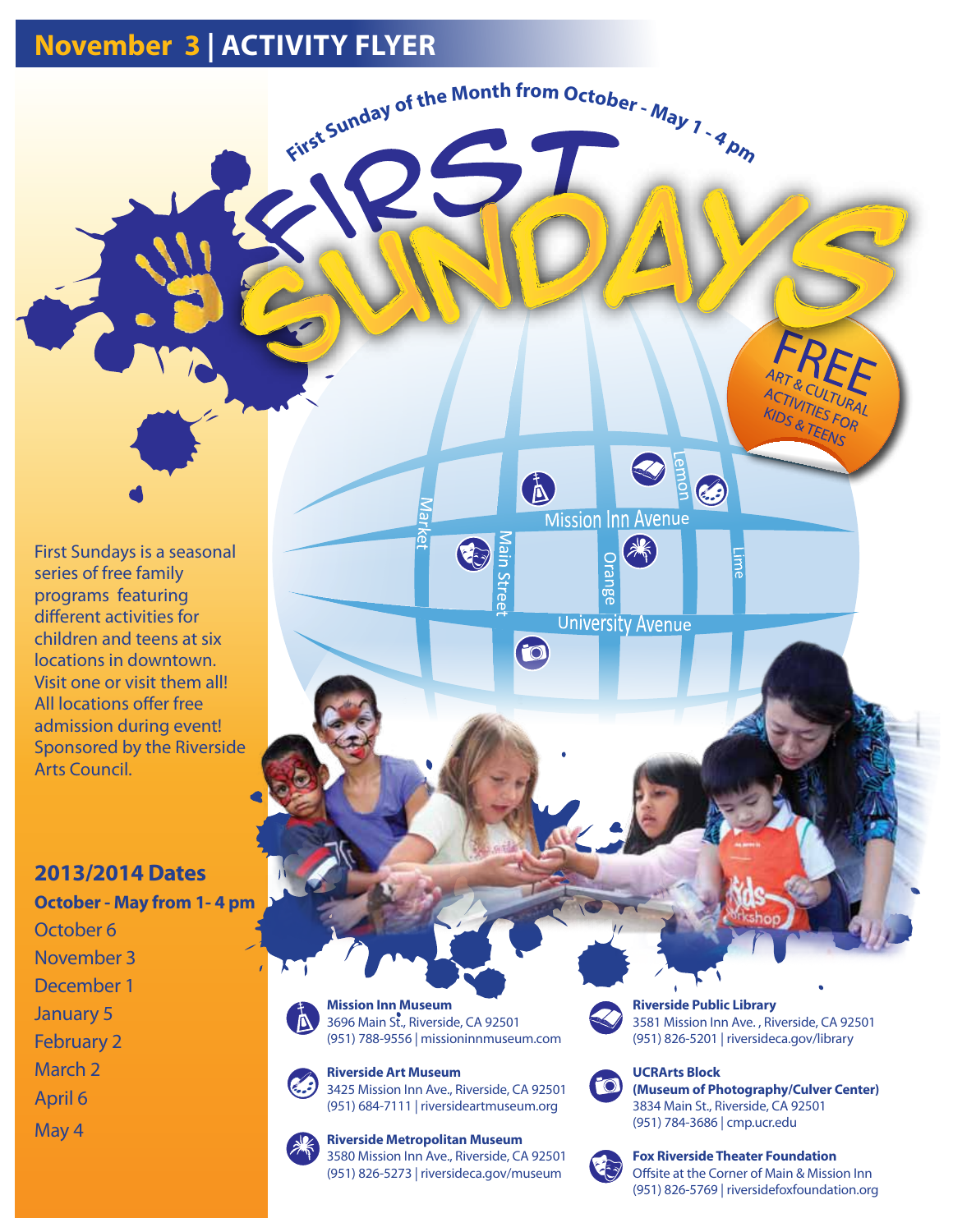# November 3 | ACTIVITY FLYER

First Sunday of the Month from October - May 1 - 4 pm

# FIRST SUNDAYS

**FREE** ART & CULTURAL ACTIVITIES FOR KIDS & TEENS

Mission Inn Avenue

University Avenue

Market

Main Street

Orange

Lemon

Lime

First Sundays is a seasonal series of free family programs featuring different activities for children and teens at six locations in downtown. Visit one or visit them all! All locations offer free admission during event! Sponsored by the Riverside Arts Council.

## 2013/2014 Dates

**October - May from 1- 4 pm**

October 6
November 3
December 1
January 5
February 2
March 2
April 6
May 4

**Mission Inn Museum**
3696 Main St., Riverside, CA 92501
(951) 788-9556 | missioninnmuseum.com

**Riverside Art Museum**
3425 Mission Inn Ave., Riverside, CA 92501
(951) 684-7111 | riversideartmuseum.org

**Riverside Metropolitan Museum**
3580 Mission Inn Ave., Riverside, CA 92501
(951) 826-5273 | riversideca.gov/museum

**Riverside Public Library**
3581 Mission Inn Ave. , Riverside, CA 92501
(951) 826-5201 | riversideca.gov/library

**UCRArts Block**
**(Museum of Photography/Culver Center)**
3834 Main St., Riverside, CA 92501
(951) 784-3686 | cmp.ucr.edu

**Fox Riverside Theater Foundation**
Offsite at the Corner of Main & Mission Inn
(951) 826-5769 | riversidefoxfoundation.org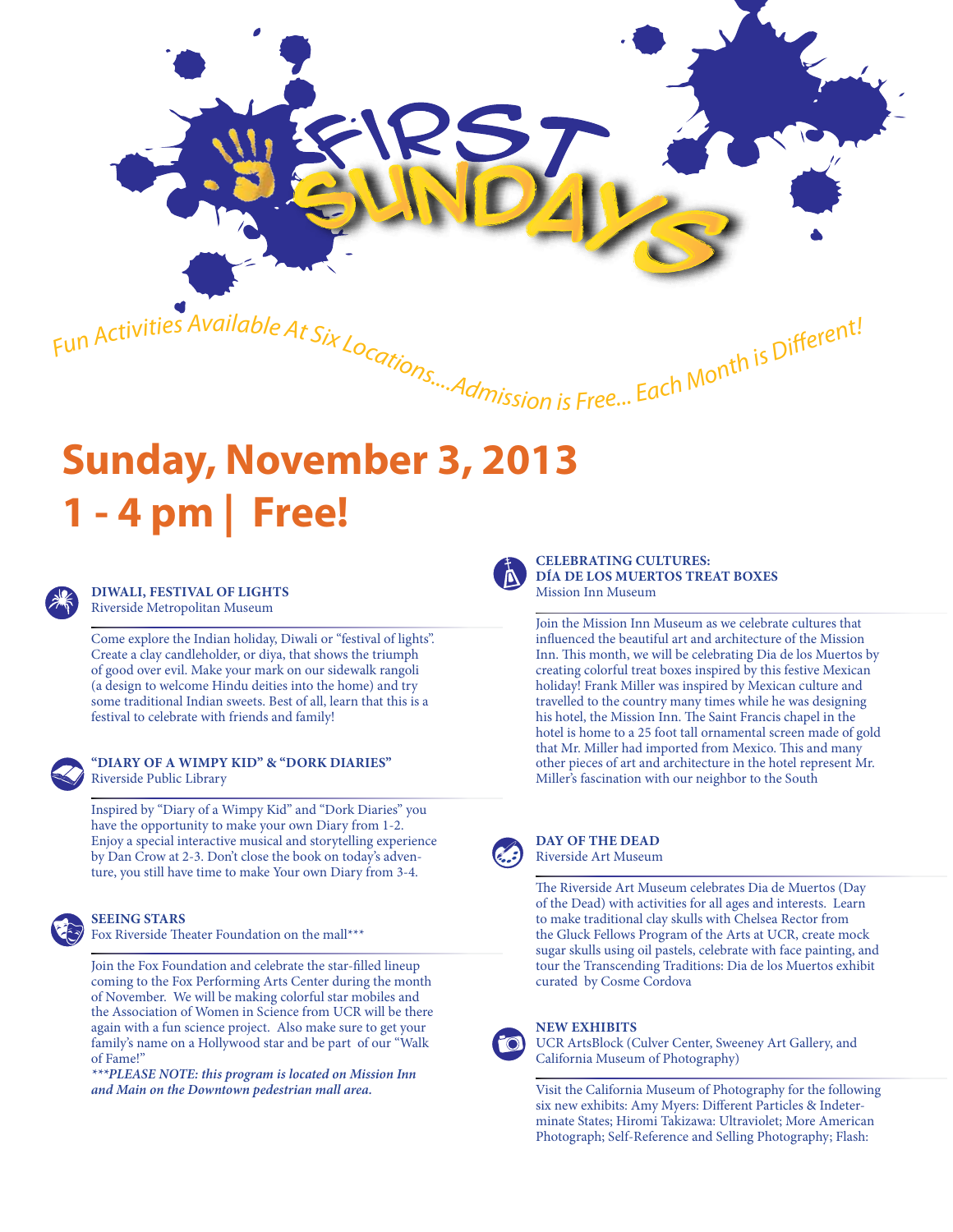# FIRST SUNDAYS

Fun Activities Available At Six Locations....Admission is Free... Each Month is Different!

## Sunday, November 3, 2013
## 1 - 4 pm | Free!

**DIWALI, FESTIVAL OF LIGHTS**
Riverside Metropolitan Museum

Come explore the Indian holiday, Diwali or "festival of lights". Create a clay candleholder, or diya, that shows the triumph of good over evil. Make your mark on our sidewalk rangoli (a design to welcome Hindu deities into the home) and try some traditional Indian sweets. Best of all, learn that this is a festival to celebrate with friends and family!

**"DIARY OF A WIMPY KID" & "DORK DIARIES"**
Riverside Public Library

Inspired by "Diary of a Wimpy Kid" and "Dork Diaries" you have the opportunity to make your own Diary from 1-2. Enjoy a special interactive musical and storytelling experience by Dan Crow at 2-3. Don't close the book on today's adventure, you still have time to make Your own Diary from 3-4.

**SEEING STARS**
Fox Riverside Theater Foundation on the mall***

Join the Fox Foundation and celebrate the star-filled lineup coming to the Fox Performing Arts Center during the month of November. We will be making colorful star mobiles and the Association of Women in Science from UCR will be there again with a fun science project. Also make sure to get your family's name on a Hollywood star and be part of our "Walk of Fame!"

***\*\*\*PLEASE NOTE: this program is located on Mission Inn and Main on the Downtown pedestrian mall area.***

**CELEBRATING CULTURES: DÍA DE LOS MUERTOS TREAT BOXES**
Mission Inn Museum

Join the Mission Inn Museum as we celebrate cultures that influenced the beautiful art and architecture of the Mission Inn. This month, we will be celebrating Dia de los Muertos by creating colorful treat boxes inspired by this festive Mexican holiday! Frank Miller was inspired by Mexican culture and travelled to the country many times while he was designing his hotel, the Mission Inn. The Saint Francis chapel in the hotel is home to a 25 foot tall ornamental screen made of gold that Mr. Miller had imported from Mexico. This and many other pieces of art and architecture in the hotel represent Mr. Miller's fascination with our neighbor to the South

**DAY OF THE DEAD**
Riverside Art Museum

The Riverside Art Museum celebrates Dia de Muertos (Day of the Dead) with activities for all ages and interests. Learn to make traditional clay skulls with Chelsea Rector from the Gluck Fellows Program of the Arts at UCR, create mock sugar skulls using oil pastels, celebrate with face painting, and tour the Transcending Traditions: Dia de los Muertos exhibit curated by Cosme Cordova

**NEW EXHIBITS**
UCR ArtsBlock (Culver Center, Sweeney Art Gallery, and California Museum of Photography)

Visit the California Museum of Photography for the following six new exhibits: Amy Myers: Different Particles & Indeterminate States; Hiromi Takizawa: Ultraviolet; More American Photograph; Self-Reference and Selling Photography; Flash: